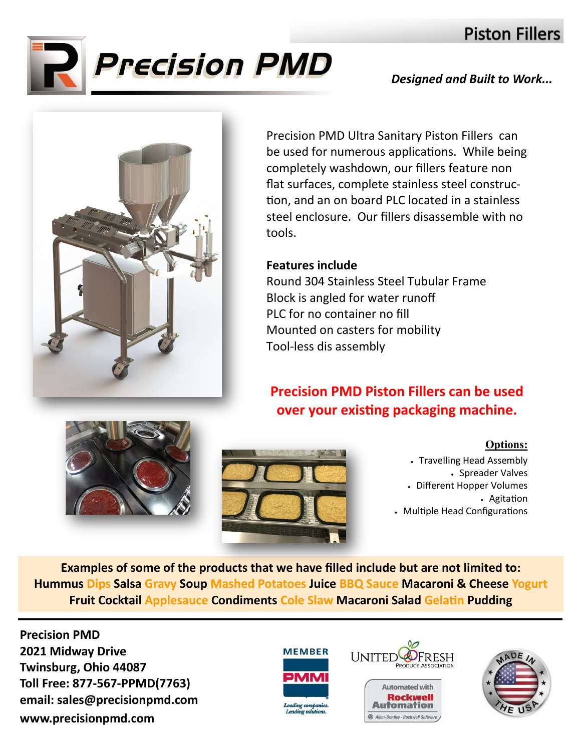# Precision PMD

## Piston Fillers

*Designed and Built to Work...*

Precision PMD Ultra Sanitary Piston Fillers can be used for numerous applications. While being completely washdown, our fillers feature non flat surfaces, complete stainless steel construction, and an on board PLC located in a stainless steel enclosure. Our fillers disassemble with no tools.

**Features include**

Round 304 Stainless Steel Tubular Frame
Block is angled for water runoff
PLC for no container no fill
Mounted on casters for mobility
Tool-less dis assembly

**Precision PMD Piston Fillers can be used over your existing packaging machine.**

**Options:**

- Travelling Head Assembly
- Spreader Valves
- Different Hopper Volumes
- Agitation
- Multiple Head Configurations

**Examples of some of the products that we have filled include but are not limited to:**
**Hummus Dips Salsa Gravy Soup Mashed Potatoes Juice BBQ Sauce Macaroni & Cheese Yogurt Fruit Cocktail Applesauce Condiments Cole Slaw Macaroni Salad Gelatin Pudding**

**Precision PMD**
**2021 Midway Drive**
**Twinsburg, Ohio 44087**
**Toll Free: 877-567-PPMD(7763)**
**email: sales@precisionpmd.com**
**www.precisionpmd.com**

MEMBER PMMI *Leading companies. Leading solutions.*

UNITED FRESH PRODUCE ASSOCIATION

Automated with Rockwell Automation — Allen-Bradley · Rockwell Software

MADE IN THE USA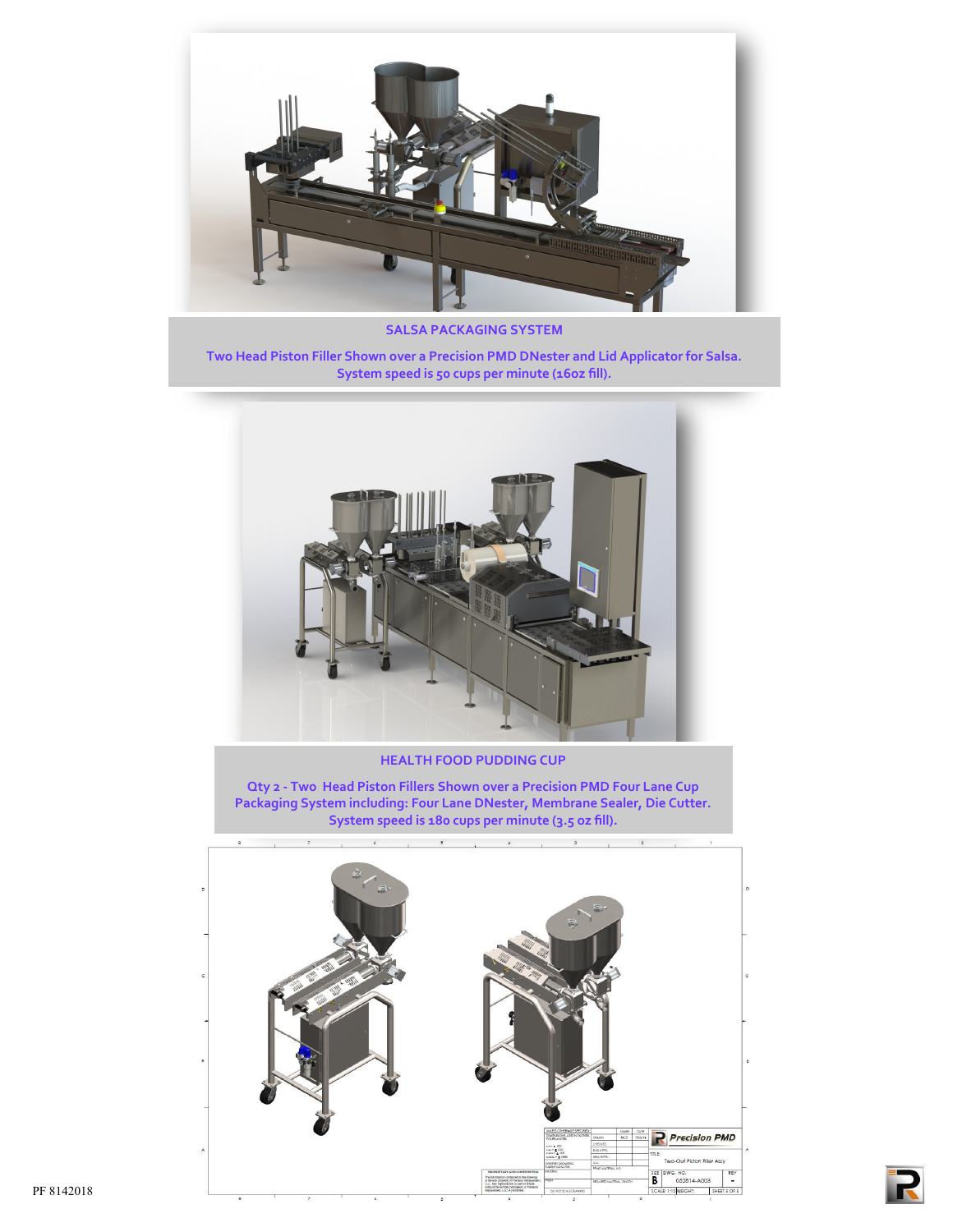**SALSA PACKAGING SYSTEM**

**Two Head Piston Filler Shown over a Precision PMD DNester and Lid Applicator for Salsa. System speed is 50 cups per minute (16oz fill).**

**HEALTH FOOD PUDDING CUP**

**Qty 2 - Two Head Piston Fillers Shown over a Precision PMD Four Lane Cup Packaging System including: Four Lane DNester, Membrane Sealer, Die Cutter. System speed is 180 cups per minute (3.5 oz fill).**

PF 8142018